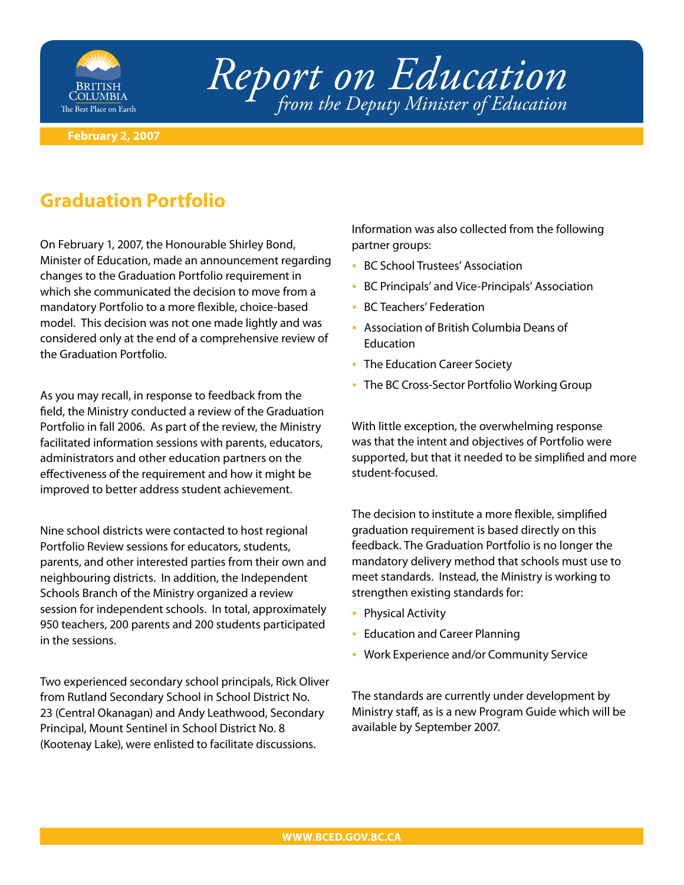# Report on Education

*from the Deputy Minister of Education*

**February 2, 2007**

## Graduation Portfolio

On February 1, 2007, the Honourable Shirley Bond, Minister of Education, made an announcement regarding changes to the Graduation Portfolio requirement in which she communicated the decision to move from a mandatory Portfolio to a more flexible, choice-based model. This decision was not one made lightly and was considered only at the end of a comprehensive review of the Graduation Portfolio.

As you may recall, in response to feedback from the field, the Ministry conducted a review of the Graduation Portfolio in fall 2006. As part of the review, the Ministry facilitated information sessions with parents, educators, administrators and other education partners on the effectiveness of the requirement and how it might be improved to better address student achievement.

Nine school districts were contacted to host regional Portfolio Review sessions for educators, students, parents, and other interested parties from their own and neighbouring districts. In addition, the Independent Schools Branch of the Ministry organized a review session for independent schools. In total, approximately 950 teachers, 200 parents and 200 students participated in the sessions.

Two experienced secondary school principals, Rick Oliver from Rutland Secondary School in School District No. 23 (Central Okanagan) and Andy Leathwood, Secondary Principal, Mount Sentinel in School District No. 8 (Kootenay Lake), were enlisted to facilitate discussions.

Information was also collected from the following partner groups:

- BC School Trustees' Association
- BC Principals' and Vice-Principals' Association
- BC Teachers' Federation
- Association of British Columbia Deans of Education
- The Education Career Society
- The BC Cross-Sector Portfolio Working Group

With little exception, the overwhelming response was that the intent and objectives of Portfolio were supported, but that it needed to be simplified and more student-focused.

The decision to institute a more flexible, simplified graduation requirement is based directly on this feedback. The Graduation Portfolio is no longer the mandatory delivery method that schools must use to meet standards. Instead, the Ministry is working to strengthen existing standards for:

- Physical Activity
- Education and Career Planning
- Work Experience and/or Community Service

The standards are currently under development by Ministry staff, as is a new Program Guide which will be available by September 2007.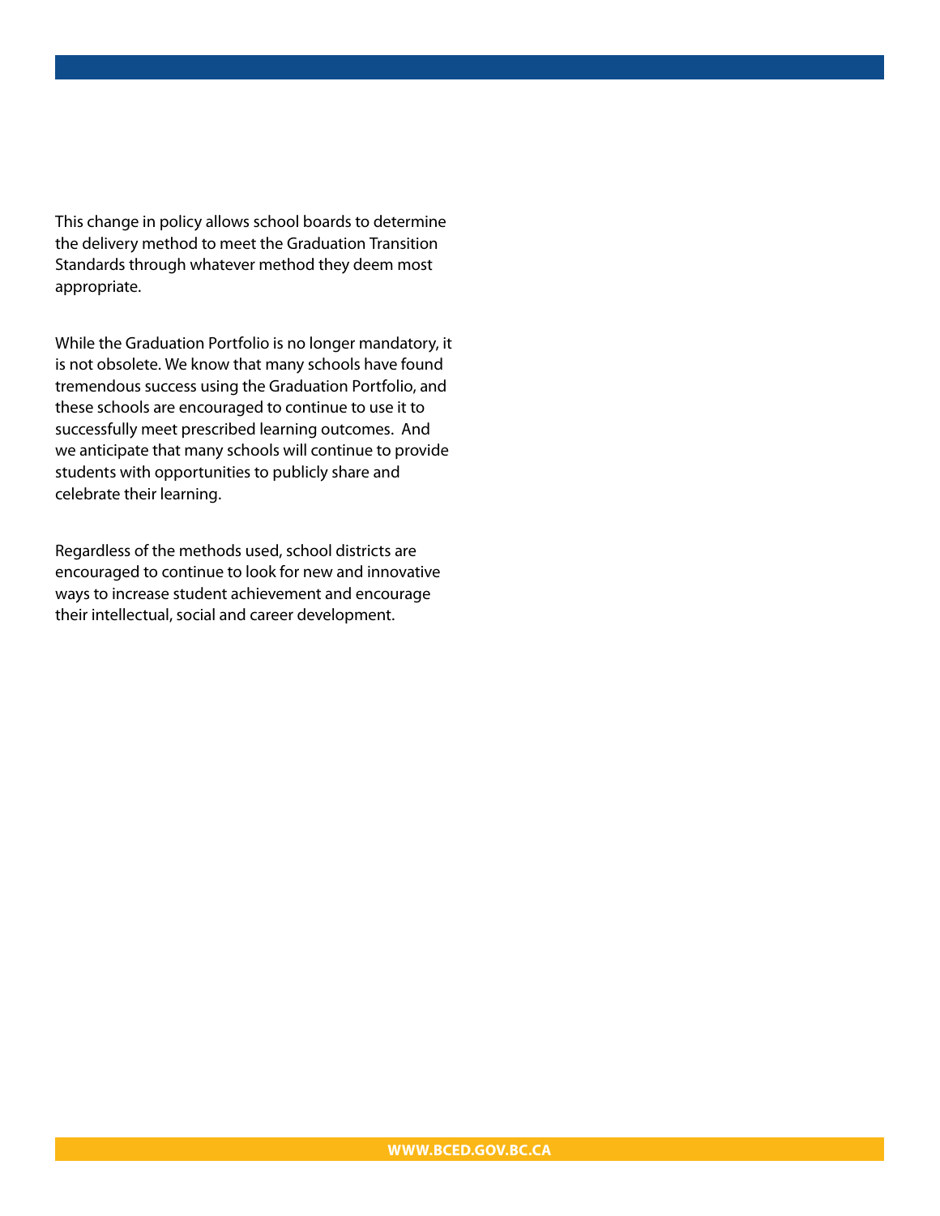This change in policy allows school boards to determine the delivery method to meet the Graduation Transition Standards through whatever method they deem most appropriate.

While the Graduation Portfolio is no longer mandatory, it is not obsolete. We know that many schools have found tremendous success using the Graduation Portfolio, and these schools are encouraged to continue to use it to successfully meet prescribed learning outcomes. And we anticipate that many schools will continue to provide students with opportunities to publicly share and celebrate their learning.

Regardless of the methods used, school districts are encouraged to continue to look for new and innovative ways to increase student achievement and encourage their intellectual, social and career development.